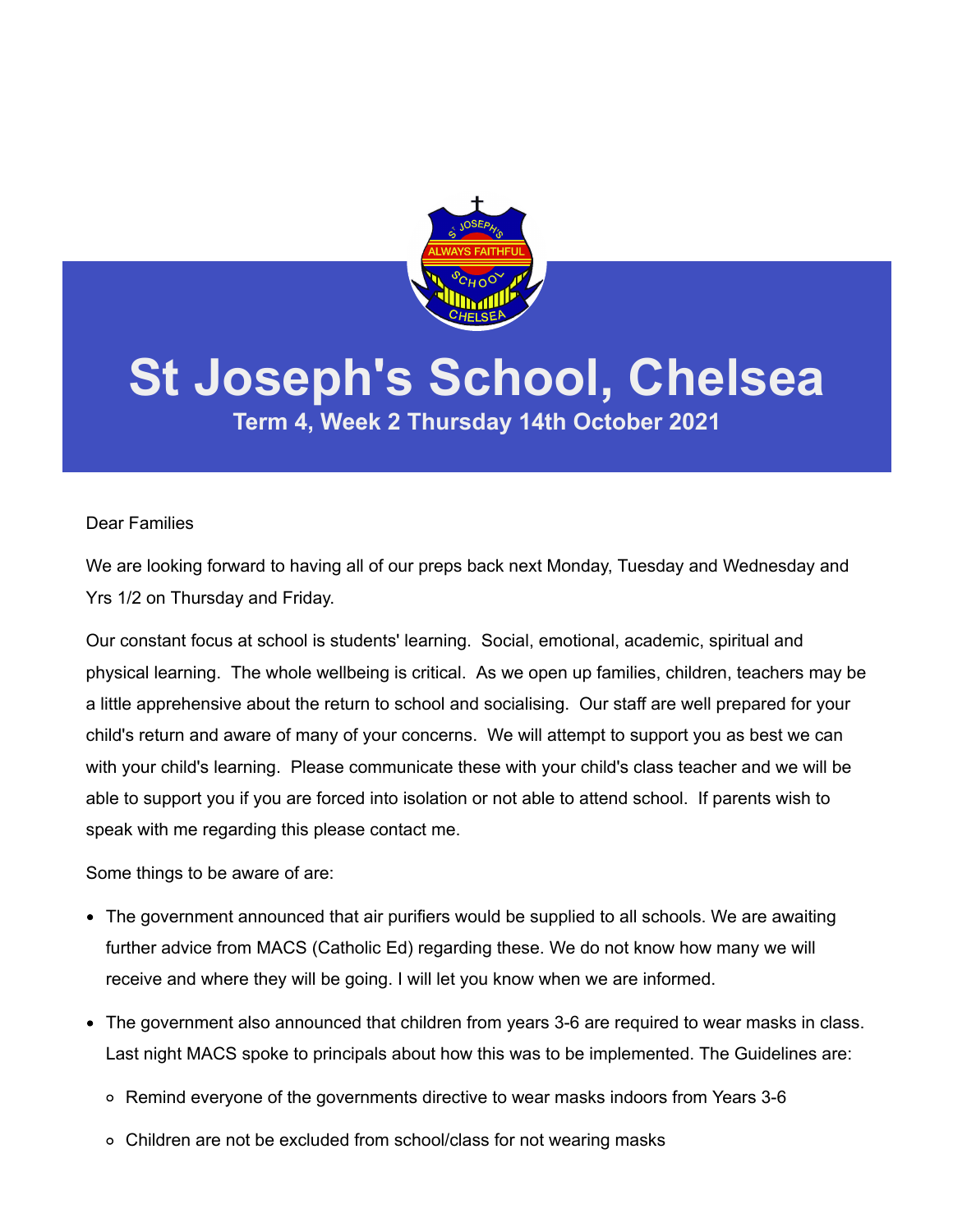# St Joseph's School, Chelsea

**Term 4, Week 2 Thursday 14th October 2021**

Dear Families

We are looking forward to having all of our preps back next Monday, Tuesday and Wednesday and Yrs 1/2 on Thursday and Friday.

Our constant focus at school is students' learning. Social, emotional, academic, spiritual and physical learning. The whole wellbeing is critical. As we open up families, children, teachers may be a little apprehensive about the return to school and socialising. Our staff are well prepared for your child's return and aware of many of your concerns. We will attempt to support you as best we can with your child's learning. Please communicate these with your child's class teacher and we will be able to support you if you are forced into isolation or not able to attend school. If parents wish to speak with me regarding this please contact me.

Some things to be aware of are:

- The government announced that air purifiers would be supplied to all schools. We are awaiting further advice from MACS (Catholic Ed) regarding these. We do not know how many we will receive and where they will be going. I will let you know when we are informed.
- The government also announced that children from years 3-6 are required to wear masks in class. Last night MACS spoke to principals about how this was to be implemented. The Guidelines are:
  - Remind everyone of the governments directive to wear masks indoors from Years 3-6
  - Children are not be excluded from school/class for not wearing masks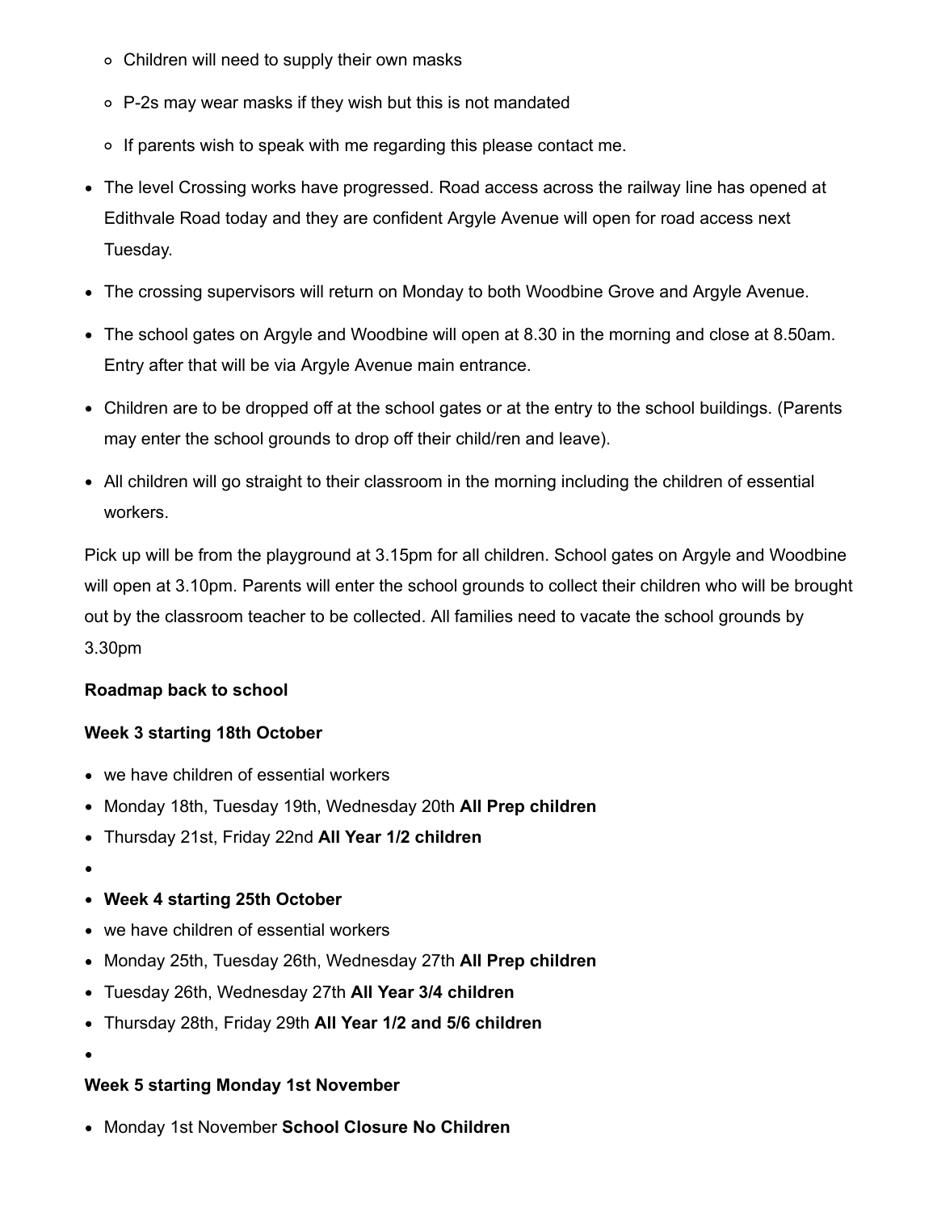- Children will need to supply their own masks
  - P-2s may wear masks if they wish but this is not mandated
  - If parents wish to speak with me regarding this please contact me.
- The level Crossing works have progressed. Road access across the railway line has opened at Edithvale Road today and they are confident Argyle Avenue will open for road access next Tuesday.
- The crossing supervisors will return on Monday to both Woodbine Grove and Argyle Avenue.
- The school gates on Argyle and Woodbine will open at 8.30 in the morning and close at 8.50am. Entry after that will be via Argyle Avenue main entrance.
- Children are to be dropped off at the school gates or at the entry to the school buildings. (Parents may enter the school grounds to drop off their child/ren and leave).
- All children will go straight to their classroom in the morning including the children of essential workers.

Pick up will be from the playground at 3.15pm for all children. School gates on Argyle and Woodbine will open at 3.10pm. Parents will enter the school grounds to collect their children who will be brought out by the classroom teacher to be collected. All families need to vacate the school grounds by 3.30pm

**Roadmap back to school**

**Week 3 starting 18th October**

- we have children of essential workers
- Monday 18th, Tuesday 19th, Wednesday 20th **All Prep children**
- Thursday 21st, Friday 22nd **All Year 1/2 children**
- 
- **Week 4 starting 25th October**
- we have children of essential workers
- Monday 25th, Tuesday 26th, Wednesday 27th **All Prep children**
- Tuesday 26th, Wednesday 27th **All Year 3/4 children**
- Thursday 28th, Friday 29th **All Year 1/2 and 5/6 children**
- 

**Week 5 starting Monday 1st November**

- Monday 1st November **School Closure No Children**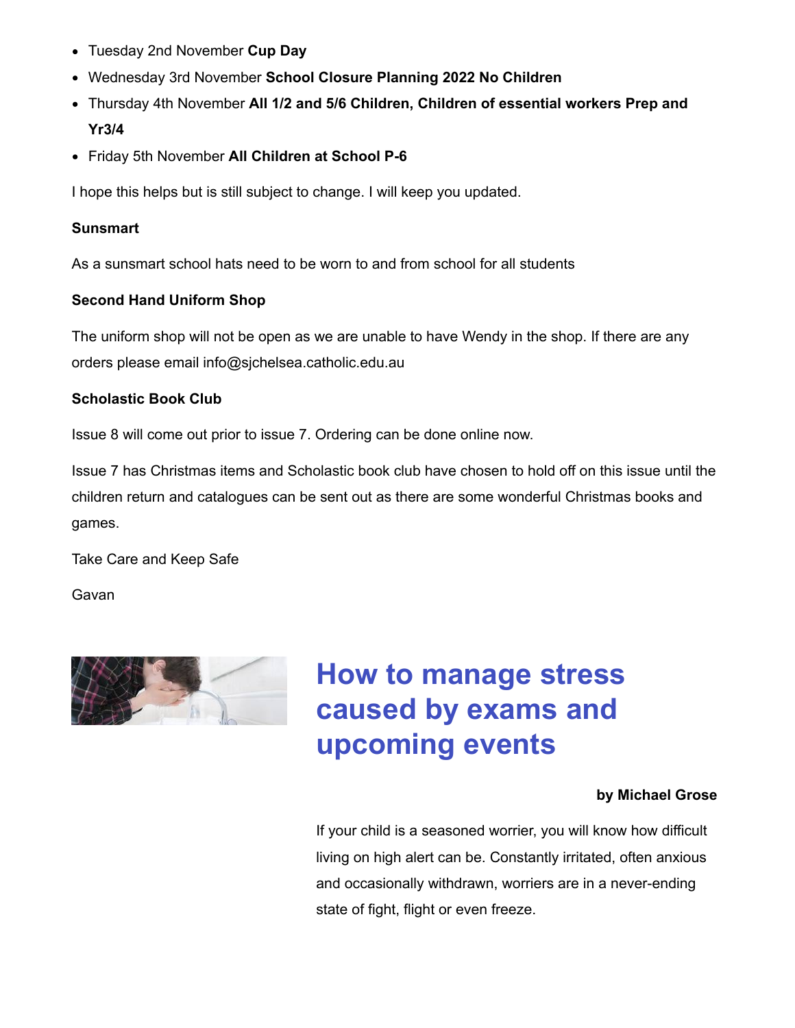- Tuesday 2nd November **Cup Day**
- Wednesday 3rd November **School Closure Planning 2022 No Children**
- Thursday 4th November **All 1/2 and 5/6 Children, Children of essential workers Prep and Yr3/4**
- Friday 5th November **All Children at School P-6**

I hope this helps but is still subject to change. I will keep you updated.

**Sunsmart**

As a sunsmart school hats need to be worn to and from school for all students

**Second Hand Uniform Shop**

The uniform shop will not be open as we are unable to have Wendy in the shop. If there are any orders please email info@sjchelsea.catholic.edu.au

**Scholastic Book Club**

Issue 8 will come out prior to issue 7. Ordering can be done online now.

Issue 7 has Christmas items and Scholastic book club have chosen to hold off on this issue until the children return and catalogues can be sent out as there are some wonderful Christmas books and games.

Take Care and Keep Safe

Gavan

## How to manage stress caused by exams and upcoming events

**by Michael Grose**

If your child is a seasoned worrier, you will know how difficult living on high alert can be. Constantly irritated, often anxious and occasionally withdrawn, worriers are in a never-ending state of fight, flight or even freeze.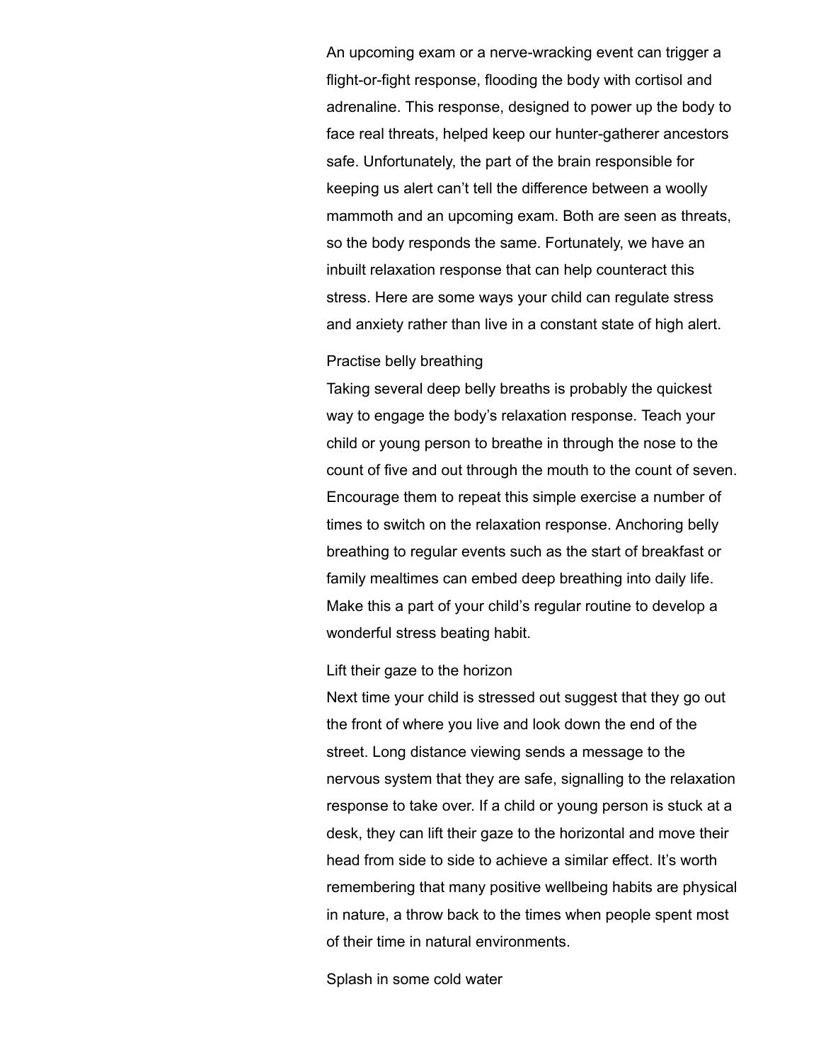An upcoming exam or a nerve-wracking event can trigger a flight-or-fight response, flooding the body with cortisol and adrenaline. This response, designed to power up the body to face real threats, helped keep our hunter-gatherer ancestors safe. Unfortunately, the part of the brain responsible for keeping us alert can't tell the difference between a woolly mammoth and an upcoming exam. Both are seen as threats, so the body responds the same. Fortunately, we have an inbuilt relaxation response that can help counteract this stress. Here are some ways your child can regulate stress and anxiety rather than live in a constant state of high alert.

### Practise belly breathing

Taking several deep belly breaths is probably the quickest way to engage the body's relaxation response. Teach your child or young person to breathe in through the nose to the count of five and out through the mouth to the count of seven. Encourage them to repeat this simple exercise a number of times to switch on the relaxation response. Anchoring belly breathing to regular events such as the start of breakfast or family mealtimes can embed deep breathing into daily life. Make this a part of your child's regular routine to develop a wonderful stress beating habit.

### Lift their gaze to the horizon

Next time your child is stressed out suggest that they go out the front of where you live and look down the end of the street. Long distance viewing sends a message to the nervous system that they are safe, signalling to the relaxation response to take over. If a child or young person is stuck at a desk, they can lift their gaze to the horizontal and move their head from side to side to achieve a similar effect. It's worth remembering that many positive wellbeing habits are physical in nature, a throw back to the times when people spent most of their time in natural environments.

### Splash in some cold water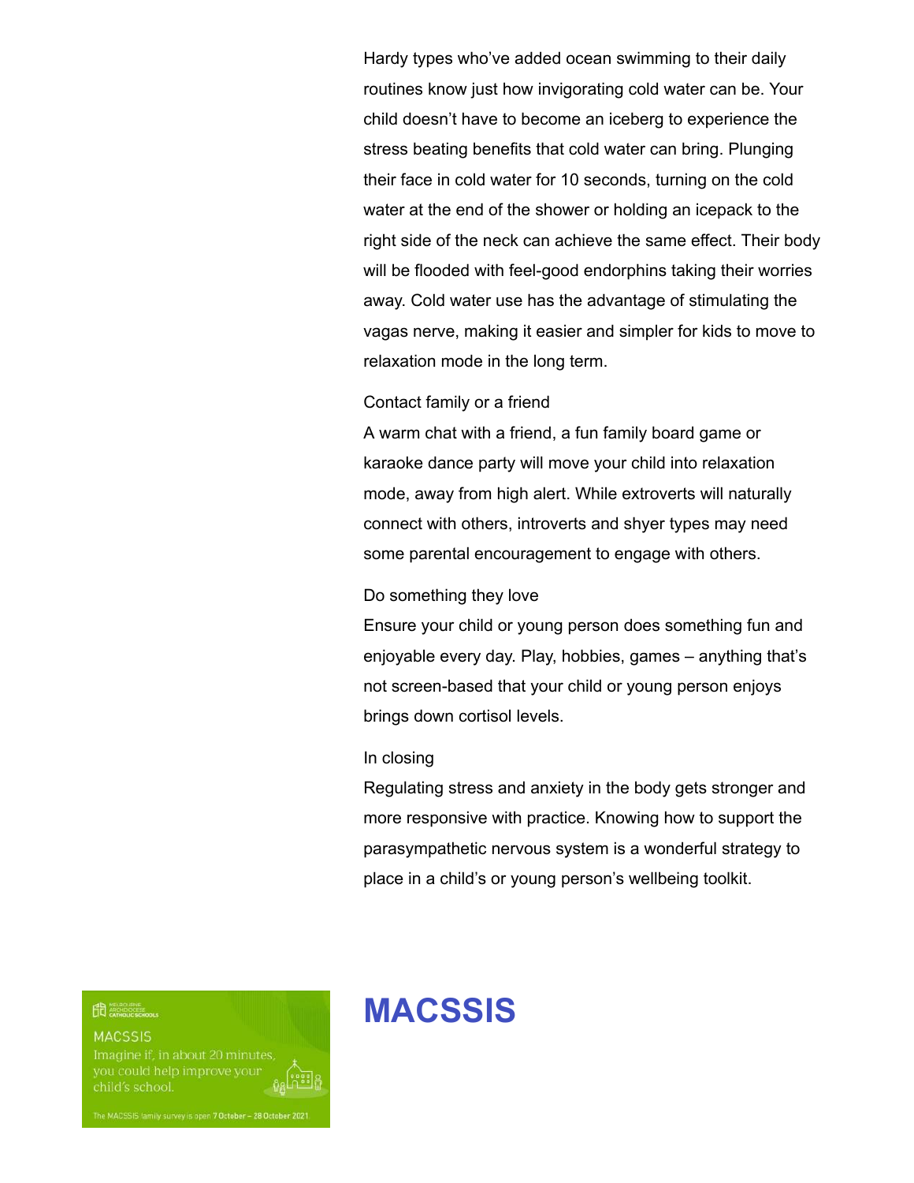Hardy types who've added ocean swimming to their daily routines know just how invigorating cold water can be. Your child doesn't have to become an iceberg to experience the stress beating benefits that cold water can bring. Plunging their face in cold water for 10 seconds, turning on the cold water at the end of the shower or holding an icepack to the right side of the neck can achieve the same effect. Their body will be flooded with feel-good endorphins taking their worries away. Cold water use has the advantage of stimulating the vagas nerve, making it easier and simpler for kids to move to relaxation mode in the long term.

Contact family or a friend

A warm chat with a friend, a fun family board game or karaoke dance party will move your child into relaxation mode, away from high alert. While extroverts will naturally connect with others, introverts and shyer types may need some parental encouragement to engage with others.

Do something they love

Ensure your child or young person does something fun and enjoyable every day. Play, hobbies, games – anything that's not screen-based that your child or young person enjoys brings down cortisol levels.

In closing

Regulating stress and anxiety in the body gets stronger and more responsive with practice. Knowing how to support the parasympathetic nervous system is a wonderful strategy to place in a child's or young person's wellbeing toolkit.

MELBOURNE ARCHDIOCESE CATHOLIC SCHOOLS

MACSSIS

Imagine if, in about 20 minutes, you could help improve your child's school.

The MACSSIS family survey is open 7 October – 28 October 2021.

# MACSSIS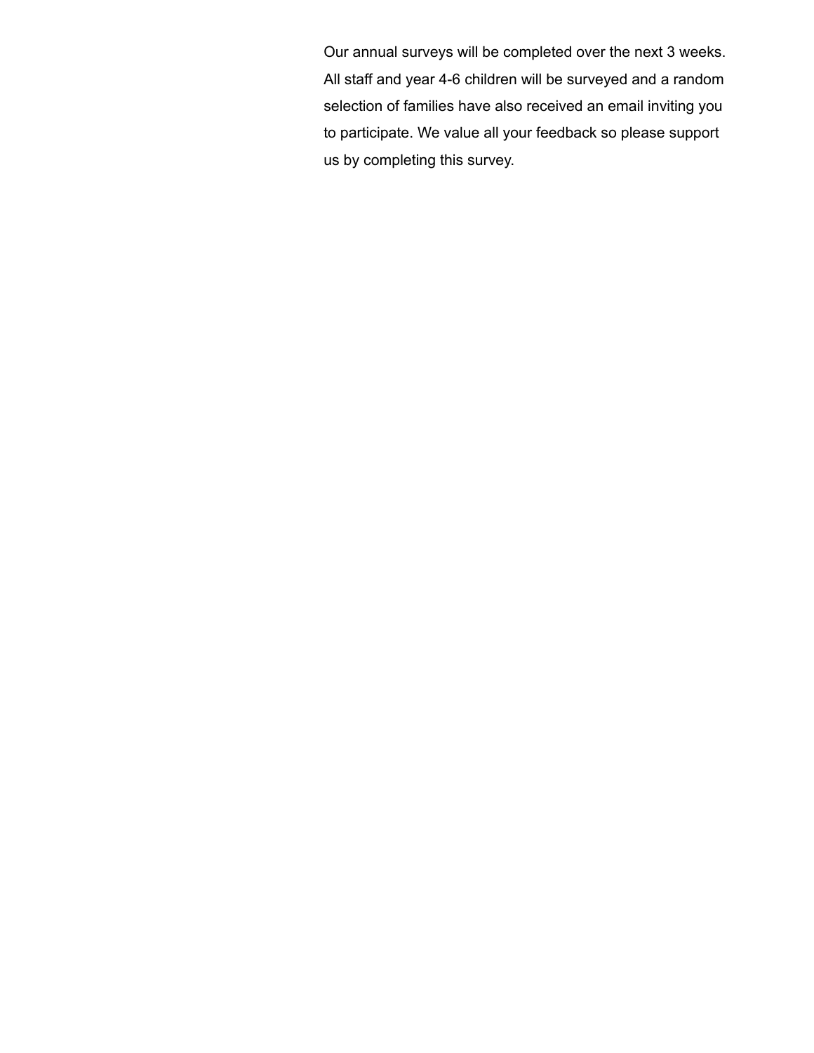Our annual surveys will be completed over the next 3 weeks. All staff and year 4-6 children will be surveyed and a random selection of families have also received an email inviting you to participate. We value all your feedback so please support us by completing this survey.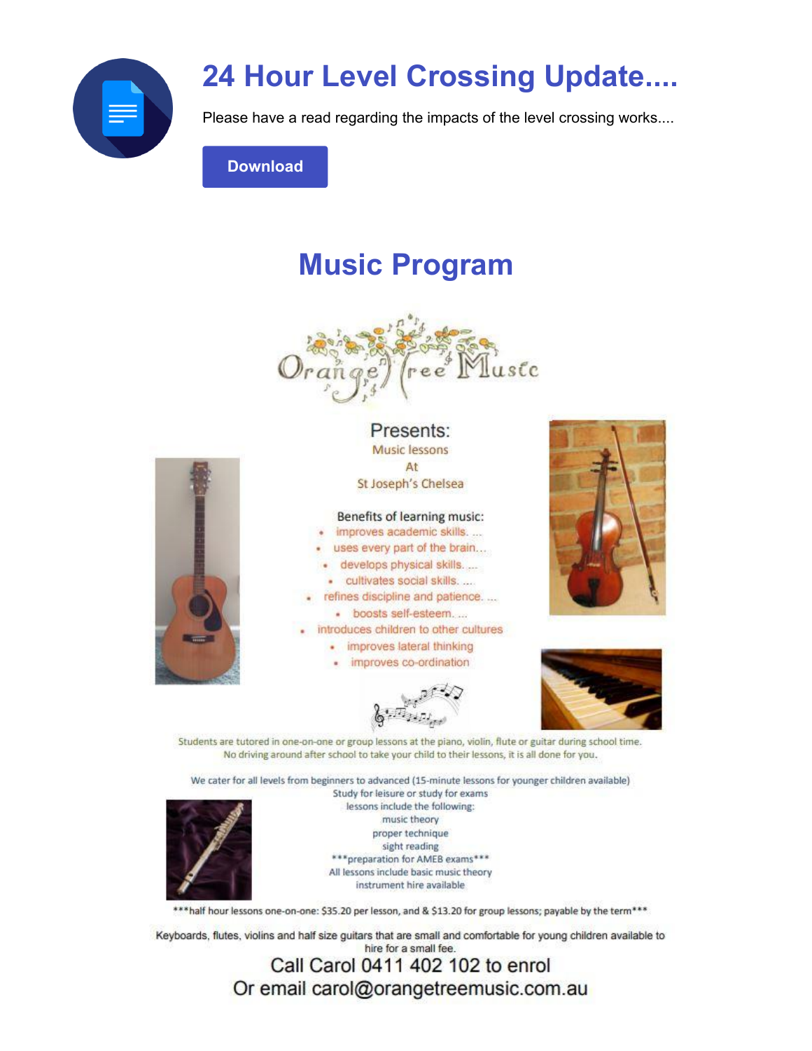# 24 Hour Level Crossing Update....

Please have a read regarding the impacts of the level crossing works....

Download

## Music Program

Orange Tree Music

Presents:
Music lessons
At
St Joseph's Chelsea

Benefits of learning music:

- improves academic skills. ...
- uses every part of the brain...
- develops physical skills. ...
- cultivates social skills. ...
- refines discipline and patience. ...
- boosts self-esteem. ...
- introduces children to other cultures
- improves lateral thinking
- improves co-ordination

Students are tutored in one-on-one or group lessons at the piano, violin, flute or guitar during school time.
No driving around after school to take your child to their lessons, it is all done for you.

We cater for all levels from beginners to advanced (15-minute lessons for younger children available)
Study for leisure or study for exams
lessons include the following:
music theory
proper technique
sight reading
***preparation for AMEB exams***
All lessons include basic music theory
instrument hire available

***half hour lessons one-on-one: $35.20 per lesson, and & $13.20 for group lessons; payable by the term***

Keyboards, flutes, violins and half size guitars that are small and comfortable for young children available to hire for a small fee.

Call Carol 0411 402 102 to enrol
Or email carol@orangetreemusic.com.au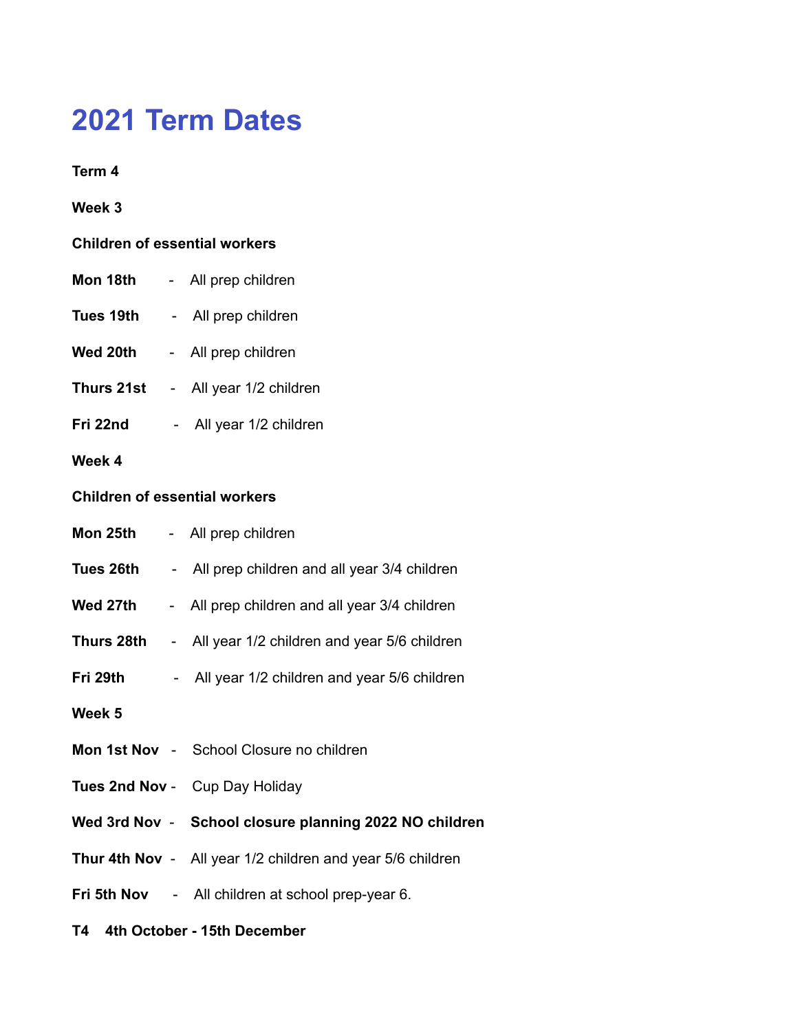# 2021 Term Dates

**Term 4**

**Week 3**

**Children of essential workers**

**Mon 18th** - All prep children

**Tues 19th** - All prep children

**Wed 20th** - All prep children

**Thurs 21st** - All year 1/2 children

**Fri 22nd** - All year 1/2 children

**Week 4**

**Children of essential workers**

**Mon 25th** - All prep children

**Tues 26th** - All prep children and all year 3/4 children

**Wed 27th** - All prep children and all year 3/4 children

**Thurs 28th** - All year 1/2 children and year 5/6 children

**Fri 29th** - All year 1/2 children and year 5/6 children

**Week 5**

**Mon 1st Nov** - School Closure no children

**Tues 2nd Nov** - Cup Day Holiday

**Wed 3rd Nov** - **School closure planning 2022 NO children**

**Thur 4th Nov** - All year 1/2 children and year 5/6 children

**Fri 5th Nov** - All children at school prep-year 6.

**T4 4th October - 15th December**